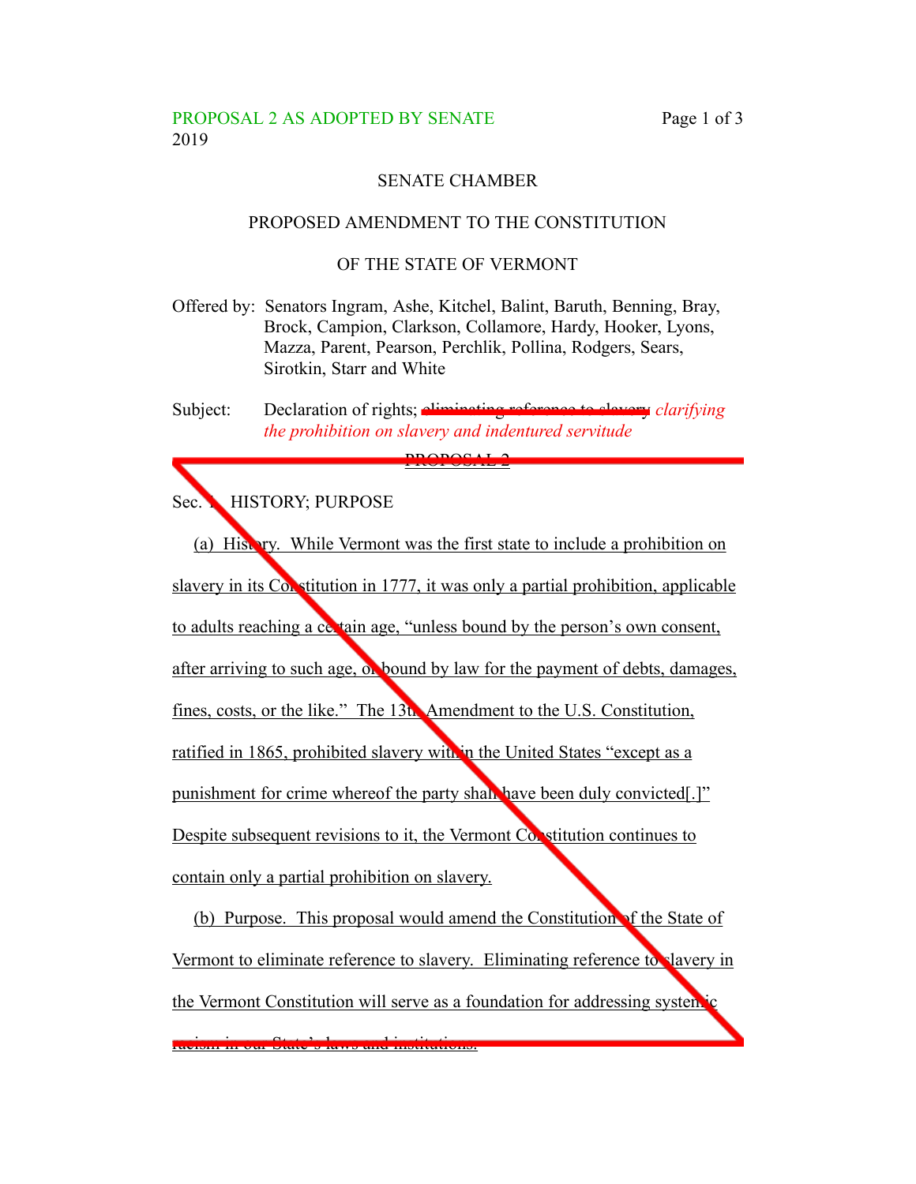PROPOSAL 2 AS ADOPTED BY SENATE
2019

SENATE CHAMBER

PROPOSED AMENDMENT TO THE CONSTITUTION

OF THE STATE OF VERMONT

Offered by: Senators Ingram, Ashe, Kitchel, Balint, Baruth, Benning, Bray, Brock, Campion, Clarkson, Collamore, Hardy, Hooker, Lyons, Mazza, Parent, Pearson, Perchlik, Pollina, Rodgers, Sears, Sirotkin, Starr and White

Subject: Declaration of rights; ~~eliminating reference to slavery~~ *clarifying the prohibition on slavery and indentured servitude*

~~PROPOSAL 2~~

~~Sec. 1. HISTORY; PURPOSE~~

~~(a) History. While Vermont was the first state to include a prohibition on slavery in its Constitution in 1777, it was only a partial prohibition, applicable to adults reaching a certain age, "unless bound by the person's own consent, after arriving to such age, or bound by law for the payment of debts, damages, fines, costs, or the like." The 13th Amendment to the U.S. Constitution, ratified in 1865, prohibited slavery within the United States "except as a punishment for crime whereof the party shall have been duly convicted[.]" Despite subsequent revisions to it, the Vermont Constitution continues to contain only a partial prohibition on slavery.~~

~~(b) Purpose. This proposal would amend the Constitution of the State of Vermont to eliminate reference to slavery. Eliminating reference to slavery in the Vermont Constitution will serve as a foundation for addressing systemic racism in our State's laws and institutions.~~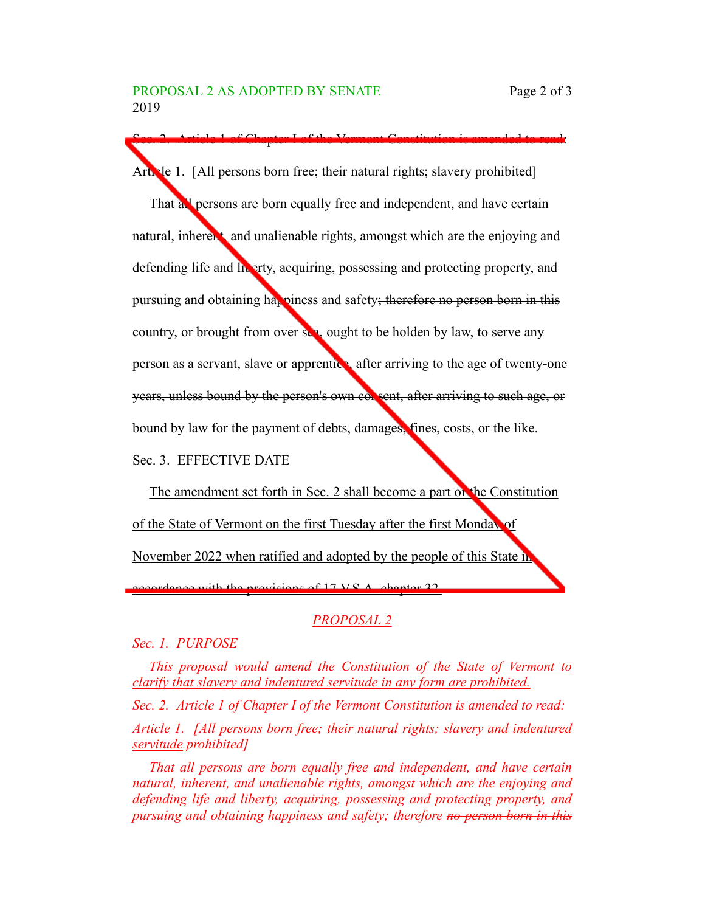Sec. 2. Article 1 of Chapter I of the Vermont Constitution is amended to read:

Article 1. [All persons born free; their natural rights~~; slavery prohibited~~]

That all persons are born equally free and independent, and have certain natural, inherent, and unalienable rights, amongst which are the enjoying and defending life and liberty, acquiring, possessing and protecting property, and pursuing and obtaining happiness and safety~~; therefore no person born in this country, or brought from over sea, ought to be holden by law, to serve any person as a servant, slave or apprentice, after arriving to the age of twenty-one years, unless bound by the person's own consent, after arriving to such age, or bound by law for the payment of debts, damages, fines, costs, or the like~~.

Sec. 3. EFFECTIVE DATE

<u>The amendment set forth in Sec. 2 shall become a part of the Constitution of the State of Vermont on the first Tuesday after the first Monday of November 2022 when ratified and adopted by the people of this State in accordance with the provisions of 17 V.S.A. chapter 32.</u>

*<u>PROPOSAL 2</u>*

*Sec. 1. PURPOSE*

*<u>This proposal would amend the Constitution of the State of Vermont to clarify that slavery and indentured servitude in any form are prohibited.</u>*

*Sec. 2. Article 1 of Chapter I of the Vermont Constitution is amended to read:*

*Article 1. [All persons born free; their natural rights; slavery <u>and indentured servitude</u> prohibited]*

*That all persons are born equally free and independent, and have certain natural, inherent, and unalienable rights, amongst which are the enjoying and defending life and liberty, acquiring, possessing and protecting property, and pursuing and obtaining happiness and safety; therefore ~~no person born in this~~*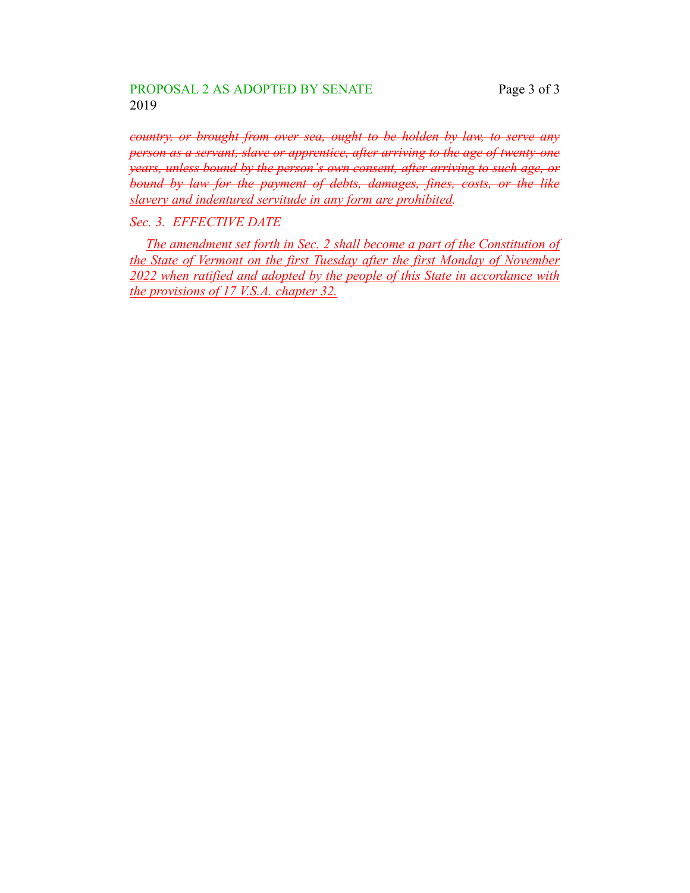*~~country, or brought from over sea, ought to be holden by law, to serve any person as a servant, slave or apprentice, after arriving to the age of twenty-one years, unless bound by the person's own consent, after arriving to such age, or bound by law for the payment of debts, damages, fines, costs, or the like~~ <u>slavery and indentured servitude in any form are prohibited</u>.*

*Sec. 3. EFFECTIVE DATE*

*<u>The amendment set forth in Sec. 2 shall become a part of the Constitution of the State of Vermont on the first Tuesday after the first Monday of November 2022 when ratified and adopted by the people of this State in accordance with the provisions of 17 V.S.A. chapter 32.</u>*